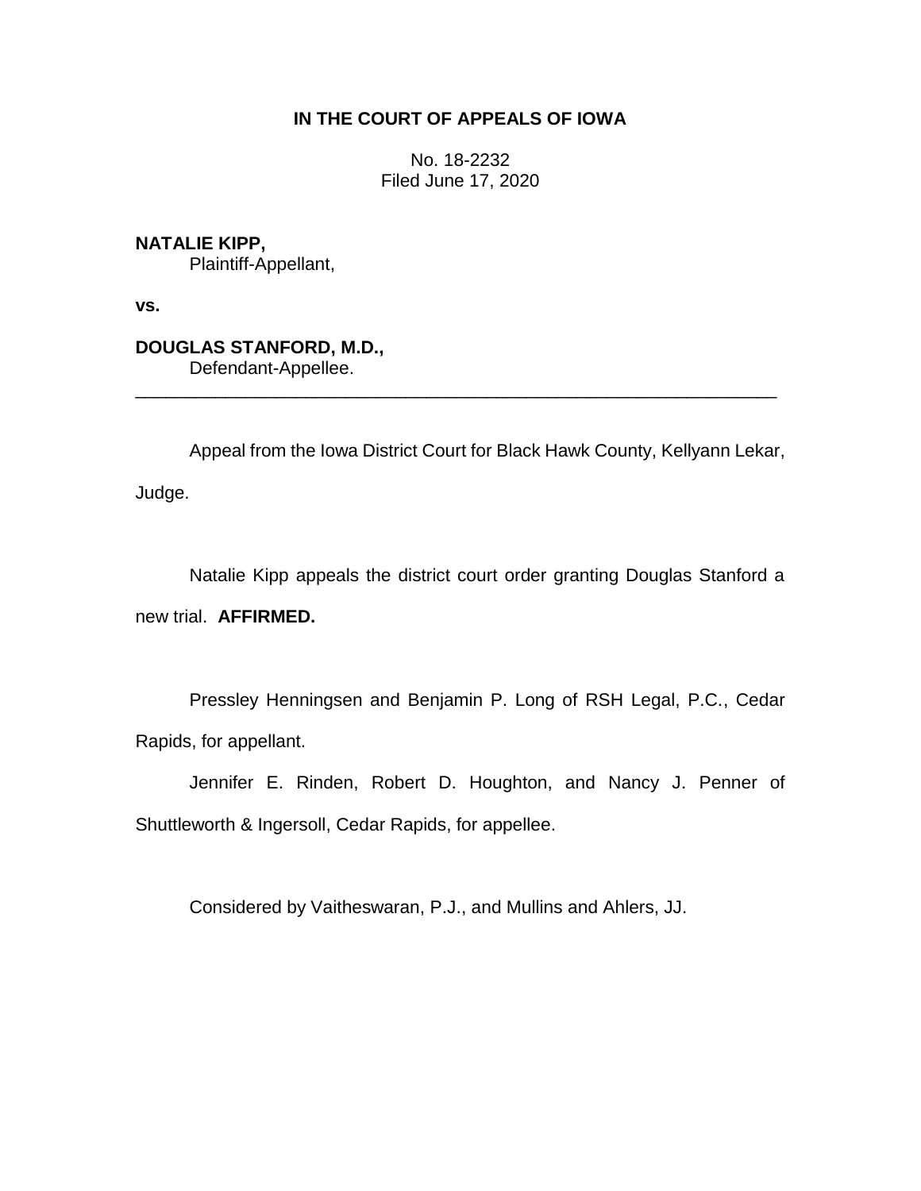**IN THE COURT OF APPEALS OF IOWA**

No. 18-2232
Filed June 17, 2020

**NATALIE KIPP,**
Plaintiff-Appellant,

**vs.**

**DOUGLAS STANFORD, M.D.,**
Defendant-Appellee.

---

Appeal from the Iowa District Court for Black Hawk County, Kellyann Lekar, Judge.

Natalie Kipp appeals the district court order granting Douglas Stanford a new trial. **AFFIRMED.**

Pressley Henningsen and Benjamin P. Long of RSH Legal, P.C., Cedar Rapids, for appellant.

Jennifer E. Rinden, Robert D. Houghton, and Nancy J. Penner of Shuttleworth & Ingersoll, Cedar Rapids, for appellee.

Considered by Vaitheswaran, P.J., and Mullins and Ahlers, JJ.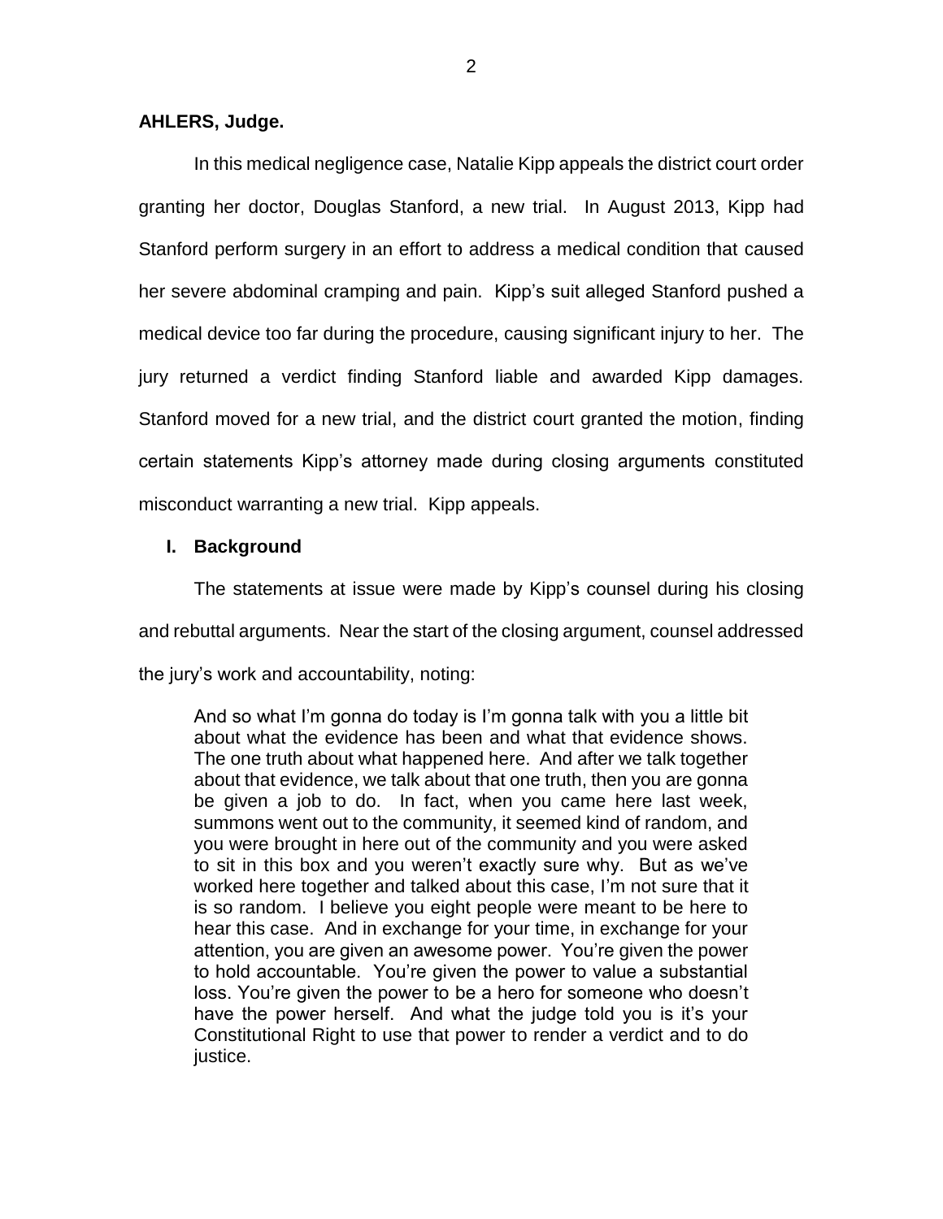**AHLERS, Judge.**

In this medical negligence case, Natalie Kipp appeals the district court order granting her doctor, Douglas Stanford, a new trial. In August 2013, Kipp had Stanford perform surgery in an effort to address a medical condition that caused her severe abdominal cramping and pain. Kipp's suit alleged Stanford pushed a medical device too far during the procedure, causing significant injury to her. The jury returned a verdict finding Stanford liable and awarded Kipp damages. Stanford moved for a new trial, and the district court granted the motion, finding certain statements Kipp's attorney made during closing arguments constituted misconduct warranting a new trial. Kipp appeals.

## I. Background

The statements at issue were made by Kipp's counsel during his closing and rebuttal arguments. Near the start of the closing argument, counsel addressed the jury's work and accountability, noting:

> And so what I'm gonna do today is I'm gonna talk with you a little bit about what the evidence has been and what that evidence shows. The one truth about what happened here. And after we talk together about that evidence, we talk about that one truth, then you are gonna be given a job to do. In fact, when you came here last week, summons went out to the community, it seemed kind of random, and you were brought in here out of the community and you were asked to sit in this box and you weren't exactly sure why. But as we've worked here together and talked about this case, I'm not sure that it is so random. I believe you eight people were meant to be here to hear this case. And in exchange for your time, in exchange for your attention, you are given an awesome power. You're given the power to hold accountable. You're given the power to value a substantial loss. You're given the power to be a hero for someone who doesn't have the power herself. And what the judge told you is it's your Constitutional Right to use that power to render a verdict and to do justice.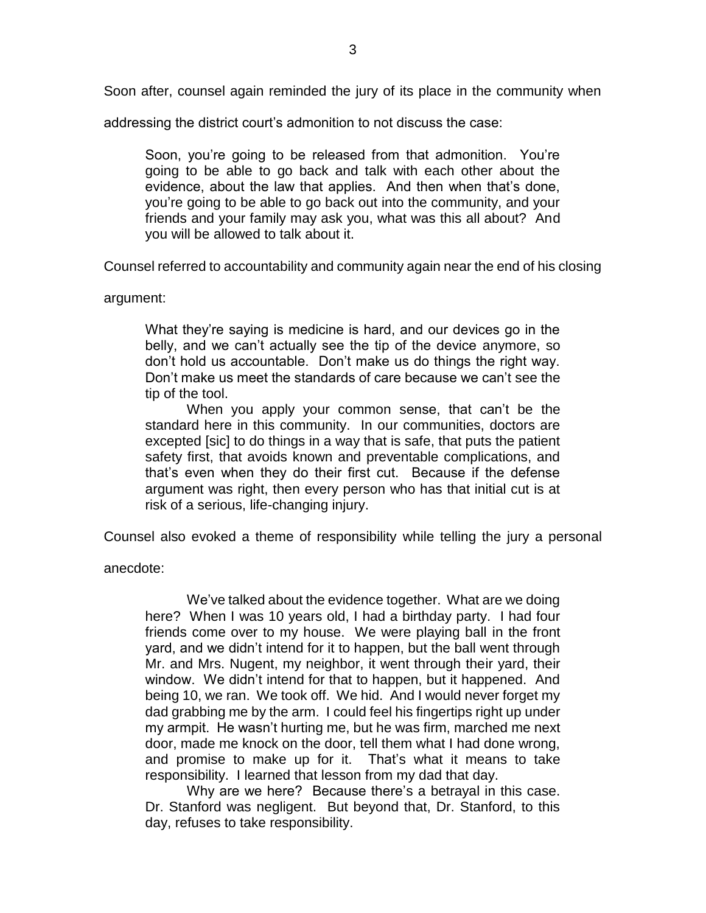Soon after, counsel again reminded the jury of its place in the community when addressing the district court's admonition to not discuss the case:

> Soon, you're going to be released from that admonition. You're going to be able to go back and talk with each other about the evidence, about the law that applies. And then when that's done, you're going to be able to go back out into the community, and your friends and your family may ask you, what was this all about? And you will be allowed to talk about it.

Counsel referred to accountability and community again near the end of his closing argument:

> What they're saying is medicine is hard, and our devices go in the belly, and we can't actually see the tip of the device anymore, so don't hold us accountable. Don't make us do things the right way. Don't make us meet the standards of care because we can't see the tip of the tool.
>
> When you apply your common sense, that can't be the standard here in this community. In our communities, doctors are excepted [sic] to do things in a way that is safe, that puts the patient safety first, that avoids known and preventable complications, and that's even when they do their first cut. Because if the defense argument was right, then every person who has that initial cut is at risk of a serious, life-changing injury.

Counsel also evoked a theme of responsibility while telling the jury a personal anecdote:

> We've talked about the evidence together. What are we doing here? When I was 10 years old, I had a birthday party. I had four friends come over to my house. We were playing ball in the front yard, and we didn't intend for it to happen, but the ball went through Mr. and Mrs. Nugent, my neighbor, it went through their yard, their window. We didn't intend for that to happen, but it happened. And being 10, we ran. We took off. We hid. And I would never forget my dad grabbing me by the arm. I could feel his fingertips right up under my armpit. He wasn't hurting me, but he was firm, marched me next door, made me knock on the door, tell them what I had done wrong, and promise to make up for it. That's what it means to take responsibility. I learned that lesson from my dad that day.
>
> Why are we here? Because there's a betrayal in this case. Dr. Stanford was negligent. But beyond that, Dr. Stanford, to this day, refuses to take responsibility.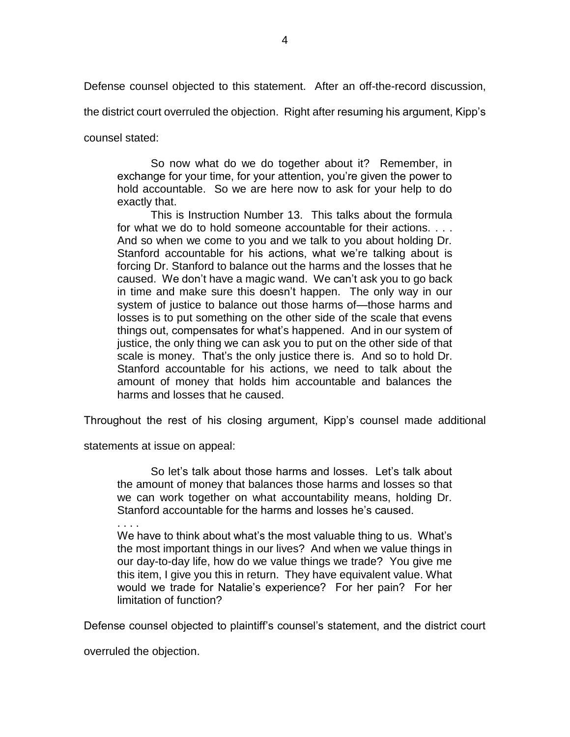Defense counsel objected to this statement. After an off-the-record discussion, the district court overruled the objection. Right after resuming his argument, Kipp's counsel stated:

> So now what do we do together about it? Remember, in exchange for your time, for your attention, you're given the power to hold accountable. So we are here now to ask for your help to do exactly that.
>
> This is Instruction Number 13. This talks about the formula for what we do to hold someone accountable for their actions. . . . And so when we come to you and we talk to you about holding Dr. Stanford accountable for his actions, what we're talking about is forcing Dr. Stanford to balance out the harms and the losses that he caused. We don't have a magic wand. We can't ask you to go back in time and make sure this doesn't happen. The only way in our system of justice to balance out those harms of—those harms and losses is to put something on the other side of the scale that evens things out, compensates for what's happened. And in our system of justice, the only thing we can ask you to put on the other side of that scale is money. That's the only justice there is. And so to hold Dr. Stanford accountable for his actions, we need to talk about the amount of money that holds him accountable and balances the harms and losses that he caused.

Throughout the rest of his closing argument, Kipp's counsel made additional statements at issue on appeal:

> So let's talk about those harms and losses. Let's talk about the amount of money that balances those harms and losses so that we can work together on what accountability means, holding Dr. Stanford accountable for the harms and losses he's caused.
>
> . . . .
>
> We have to think about what's the most valuable thing to us. What's the most important things in our lives? And when we value things in our day-to-day life, how do we value things we trade? You give me this item, I give you this in return. They have equivalent value. What would we trade for Natalie's experience? For her pain? For her limitation of function?

Defense counsel objected to plaintiff's counsel's statement, and the district court overruled the objection.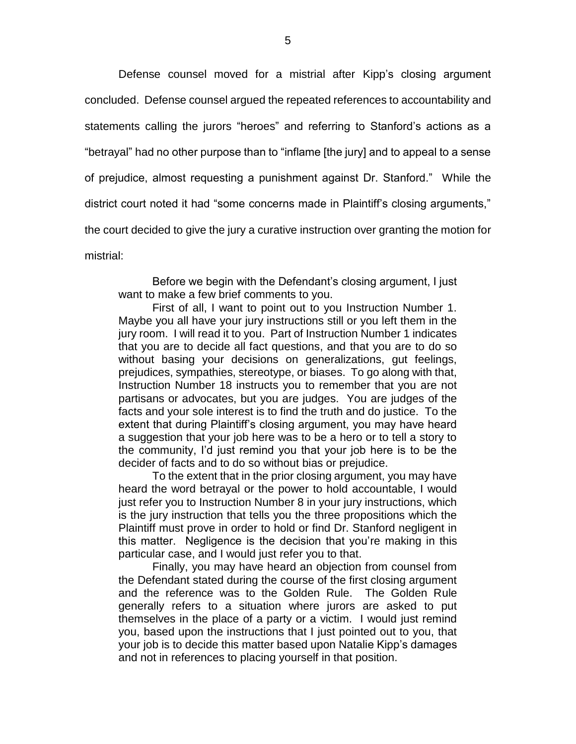Defense counsel moved for a mistrial after Kipp's closing argument concluded. Defense counsel argued the repeated references to accountability and statements calling the jurors "heroes" and referring to Stanford's actions as a "betrayal" had no other purpose than to "inflame [the jury] and to appeal to a sense of prejudice, almost requesting a punishment against Dr. Stanford." While the district court noted it had "some concerns made in Plaintiff's closing arguments," the court decided to give the jury a curative instruction over granting the motion for mistrial:

> Before we begin with the Defendant's closing argument, I just want to make a few brief comments to you.
>
> First of all, I want to point out to you Instruction Number 1. Maybe you all have your jury instructions still or you left them in the jury room. I will read it to you. Part of Instruction Number 1 indicates that you are to decide all fact questions, and that you are to do so without basing your decisions on generalizations, gut feelings, prejudices, sympathies, stereotype, or biases. To go along with that, Instruction Number 18 instructs you to remember that you are not partisans or advocates, but you are judges. You are judges of the facts and your sole interest is to find the truth and do justice. To the extent that during Plaintiff's closing argument, you may have heard a suggestion that your job here was to be a hero or to tell a story to the community, I'd just remind you that your job here is to be the decider of facts and to do so without bias or prejudice.
>
> To the extent that in the prior closing argument, you may have heard the word betrayal or the power to hold accountable, I would just refer you to Instruction Number 8 in your jury instructions, which is the jury instruction that tells you the three propositions which the Plaintiff must prove in order to hold or find Dr. Stanford negligent in this matter. Negligence is the decision that you're making in this particular case, and I would just refer you to that.
>
> Finally, you may have heard an objection from counsel from the Defendant stated during the course of the first closing argument and the reference was to the Golden Rule. The Golden Rule generally refers to a situation where jurors are asked to put themselves in the place of a party or a victim. I would just remind you, based upon the instructions that I just pointed out to you, that your job is to decide this matter based upon Natalie Kipp's damages and not in references to placing yourself in that position.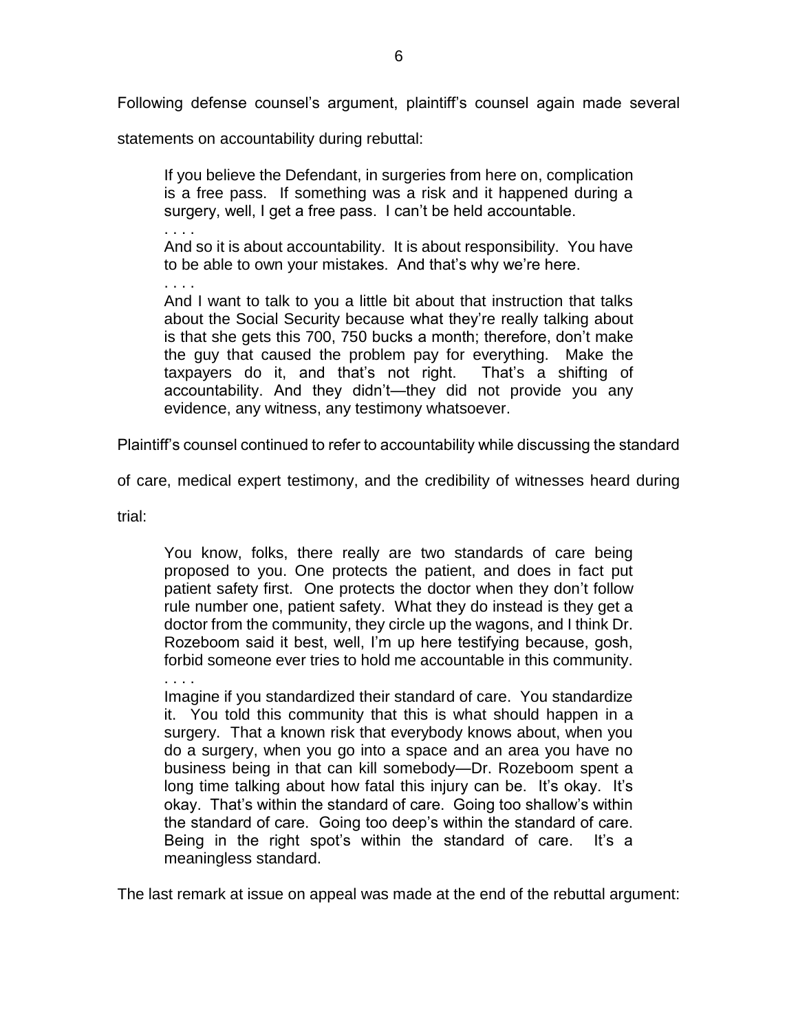Following defense counsel's argument, plaintiff's counsel again made several statements on accountability during rebuttal:

> If you believe the Defendant, in surgeries from here on, complication is a free pass. If something was a risk and it happened during a surgery, well, I get a free pass. I can't be held accountable.
>
> . . . .
>
> And so it is about accountability. It is about responsibility. You have to be able to own your mistakes. And that's why we're here.
>
> . . . .
>
> And I want to talk to you a little bit about that instruction that talks about the Social Security because what they're really talking about is that she gets this 700, 750 bucks a month; therefore, don't make the guy that caused the problem pay for everything. Make the taxpayers do it, and that's not right. That's a shifting of accountability. And they didn't—they did not provide you any evidence, any witness, any testimony whatsoever.

Plaintiff's counsel continued to refer to accountability while discussing the standard of care, medical expert testimony, and the credibility of witnesses heard during trial:

> You know, folks, there really are two standards of care being proposed to you. One protects the patient, and does in fact put patient safety first. One protects the doctor when they don't follow rule number one, patient safety. What they do instead is they get a doctor from the community, they circle up the wagons, and I think Dr. Rozeboom said it best, well, I'm up here testifying because, gosh, forbid someone ever tries to hold me accountable in this community.
>
> . . . .
>
> Imagine if you standardized their standard of care. You standardize it. You told this community that this is what should happen in a surgery. That a known risk that everybody knows about, when you do a surgery, when you go into a space and an area you have no business being in that can kill somebody—Dr. Rozeboom spent a long time talking about how fatal this injury can be. It's okay. It's okay. That's within the standard of care. Going too shallow's within the standard of care. Going too deep's within the standard of care. Being in the right spot's within the standard of care. It's a meaningless standard.

The last remark at issue on appeal was made at the end of the rebuttal argument: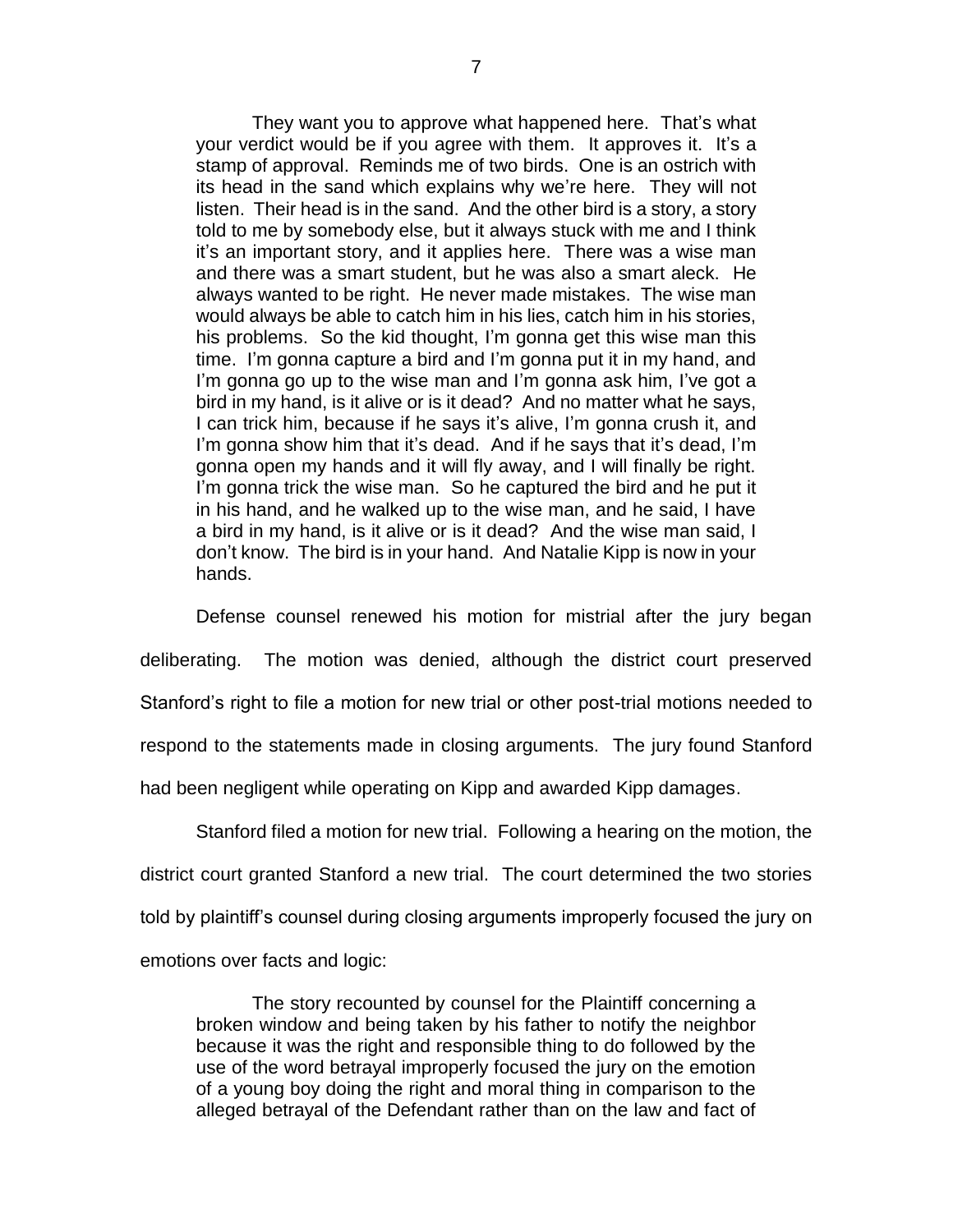> They want you to approve what happened here. That's what your verdict would be if you agree with them. It approves it. It's a stamp of approval. Reminds me of two birds. One is an ostrich with its head in the sand which explains why we're here. They will not listen. Their head is in the sand. And the other bird is a story, a story told to me by somebody else, but it always stuck with me and I think it's an important story, and it applies here. There was a wise man and there was a smart student, but he was also a smart aleck. He always wanted to be right. He never made mistakes. The wise man would always be able to catch him in his lies, catch him in his stories, his problems. So the kid thought, I'm gonna get this wise man this time. I'm gonna capture a bird and I'm gonna put it in my hand, and I'm gonna go up to the wise man and I'm gonna ask him, I've got a bird in my hand, is it alive or is it dead? And no matter what he says, I can trick him, because if he says it's alive, I'm gonna crush it, and I'm gonna show him that it's dead. And if he says that it's dead, I'm gonna open my hands and it will fly away, and I will finally be right. I'm gonna trick the wise man. So he captured the bird and he put it in his hand, and he walked up to the wise man, and he said, I have a bird in my hand, is it alive or is it dead? And the wise man said, I don't know. The bird is in your hand. And Natalie Kipp is now in your hands.

Defense counsel renewed his motion for mistrial after the jury began deliberating. The motion was denied, although the district court preserved Stanford's right to file a motion for new trial or other post-trial motions needed to respond to the statements made in closing arguments. The jury found Stanford had been negligent while operating on Kipp and awarded Kipp damages.

Stanford filed a motion for new trial. Following a hearing on the motion, the district court granted Stanford a new trial. The court determined the two stories told by plaintiff's counsel during closing arguments improperly focused the jury on emotions over facts and logic:

> The story recounted by counsel for the Plaintiff concerning a broken window and being taken by his father to notify the neighbor because it was the right and responsible thing to do followed by the use of the word betrayal improperly focused the jury on the emotion of a young boy doing the right and moral thing in comparison to the alleged betrayal of the Defendant rather than on the law and fact of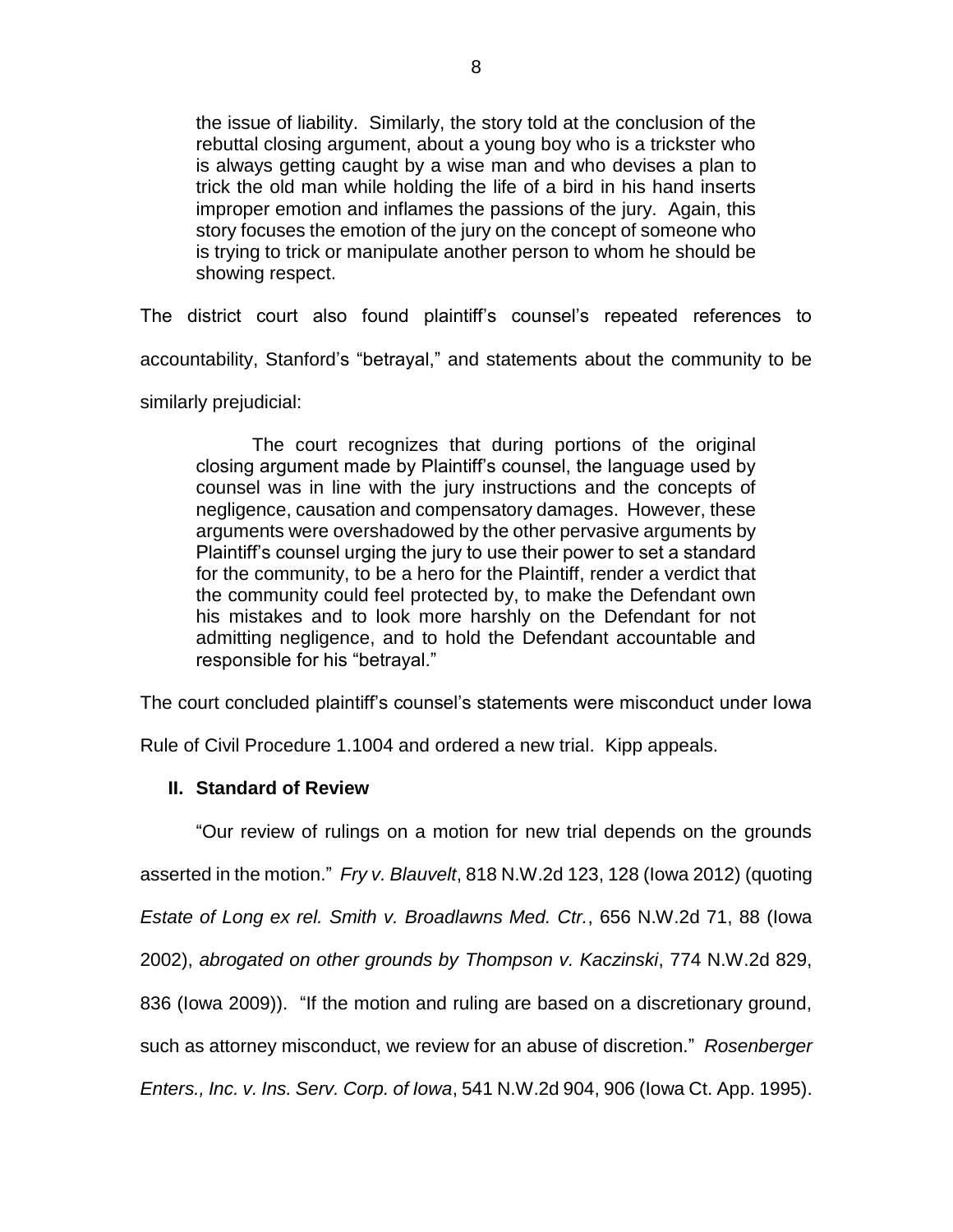> the issue of liability. Similarly, the story told at the conclusion of the rebuttal closing argument, about a young boy who is a trickster who is always getting caught by a wise man and who devises a plan to trick the old man while holding the life of a bird in his hand inserts improper emotion and inflames the passions of the jury. Again, this story focuses the emotion of the jury on the concept of someone who is trying to trick or manipulate another person to whom he should be showing respect.

The district court also found plaintiff's counsel's repeated references to accountability, Stanford's "betrayal," and statements about the community to be similarly prejudicial:

> The court recognizes that during portions of the original closing argument made by Plaintiff's counsel, the language used by counsel was in line with the jury instructions and the concepts of negligence, causation and compensatory damages. However, these arguments were overshadowed by the other pervasive arguments by Plaintiff's counsel urging the jury to use their power to set a standard for the community, to be a hero for the Plaintiff, render a verdict that the community could feel protected by, to make the Defendant own his mistakes and to look more harshly on the Defendant for not admitting negligence, and to hold the Defendant accountable and responsible for his "betrayal."

The court concluded plaintiff's counsel's statements were misconduct under Iowa Rule of Civil Procedure 1.1004 and ordered a new trial. Kipp appeals.

## II. Standard of Review

"Our review of rulings on a motion for new trial depends on the grounds asserted in the motion." *Fry v. Blauvelt*, 818 N.W.2d 123, 128 (Iowa 2012) (quoting *Estate of Long ex rel. Smith v. Broadlawns Med. Ctr.*, 656 N.W.2d 71, 88 (Iowa 2002), *abrogated on other grounds by Thompson v. Kaczinski*, 774 N.W.2d 829, 836 (Iowa 2009)). "If the motion and ruling are based on a discretionary ground, such as attorney misconduct, we review for an abuse of discretion." *Rosenberger Enters., Inc. v. Ins. Serv. Corp. of Iowa*, 541 N.W.2d 904, 906 (Iowa Ct. App. 1995).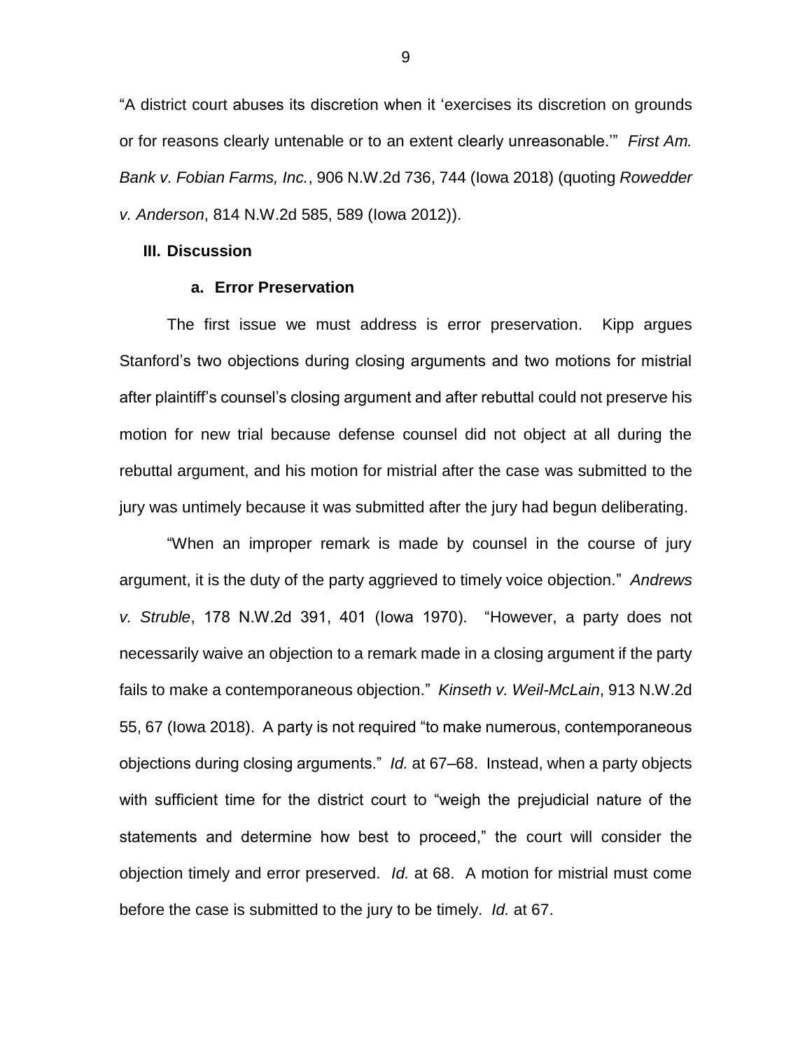"A district court abuses its discretion when it 'exercises its discretion on grounds or for reasons clearly untenable or to an extent clearly unreasonable.'" *First Am. Bank v. Fobian Farms, Inc.*, 906 N.W.2d 736, 744 (Iowa 2018) (quoting *Rowedder v. Anderson*, 814 N.W.2d 585, 589 (Iowa 2012)).

## III. Discussion

### a. Error Preservation

The first issue we must address is error preservation. Kipp argues Stanford's two objections during closing arguments and two motions for mistrial after plaintiff's counsel's closing argument and after rebuttal could not preserve his motion for new trial because defense counsel did not object at all during the rebuttal argument, and his motion for mistrial after the case was submitted to the jury was untimely because it was submitted after the jury had begun deliberating.

"When an improper remark is made by counsel in the course of jury argument, it is the duty of the party aggrieved to timely voice objection." *Andrews v. Struble*, 178 N.W.2d 391, 401 (Iowa 1970). "However, a party does not necessarily waive an objection to a remark made in a closing argument if the party fails to make a contemporaneous objection." *Kinseth v. Weil-McLain*, 913 N.W.2d 55, 67 (Iowa 2018). A party is not required "to make numerous, contemporaneous objections during closing arguments." *Id.* at 67–68. Instead, when a party objects with sufficient time for the district court to "weigh the prejudicial nature of the statements and determine how best to proceed," the court will consider the objection timely and error preserved. *Id.* at 68. A motion for mistrial must come before the case is submitted to the jury to be timely. *Id.* at 67.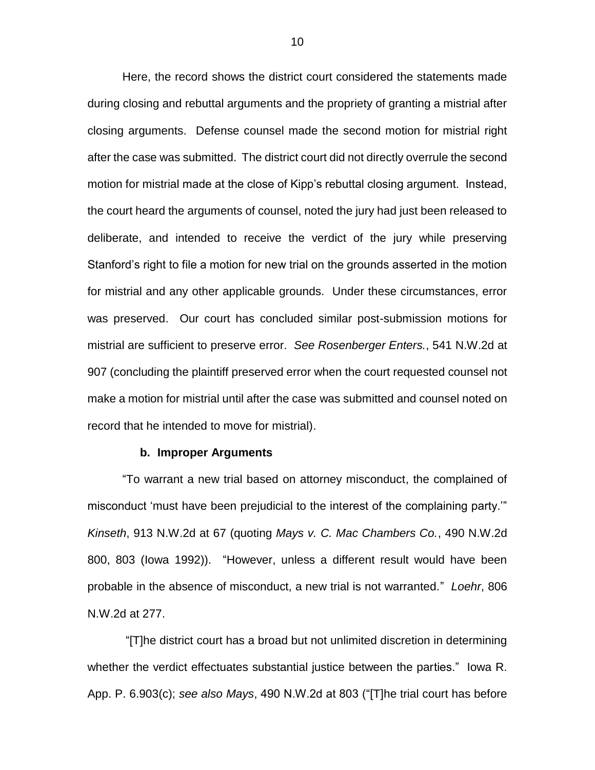Here, the record shows the district court considered the statements made during closing and rebuttal arguments and the propriety of granting a mistrial after closing arguments. Defense counsel made the second motion for mistrial right after the case was submitted. The district court did not directly overrule the second motion for mistrial made at the close of Kipp's rebuttal closing argument. Instead, the court heard the arguments of counsel, noted the jury had just been released to deliberate, and intended to receive the verdict of the jury while preserving Stanford's right to file a motion for new trial on the grounds asserted in the motion for mistrial and any other applicable grounds. Under these circumstances, error was preserved. Our court has concluded similar post-submission motions for mistrial are sufficient to preserve error. *See Rosenberger Enters.*, 541 N.W.2d at 907 (concluding the plaintiff preserved error when the court requested counsel not make a motion for mistrial until after the case was submitted and counsel noted on record that he intended to move for mistrial).

**b. Improper Arguments**

"To warrant a new trial based on attorney misconduct, the complained of misconduct 'must have been prejudicial to the interest of the complaining party.'" *Kinseth*, 913 N.W.2d at 67 (quoting *Mays v. C. Mac Chambers Co.*, 490 N.W.2d 800, 803 (Iowa 1992)). "However, unless a different result would have been probable in the absence of misconduct, a new trial is not warranted." *Loehr*, 806 N.W.2d at 277.

"[T]he district court has a broad but not unlimited discretion in determining whether the verdict effectuates substantial justice between the parties." Iowa R. App. P. 6.903(c); *see also Mays*, 490 N.W.2d at 803 ("[T]he trial court has before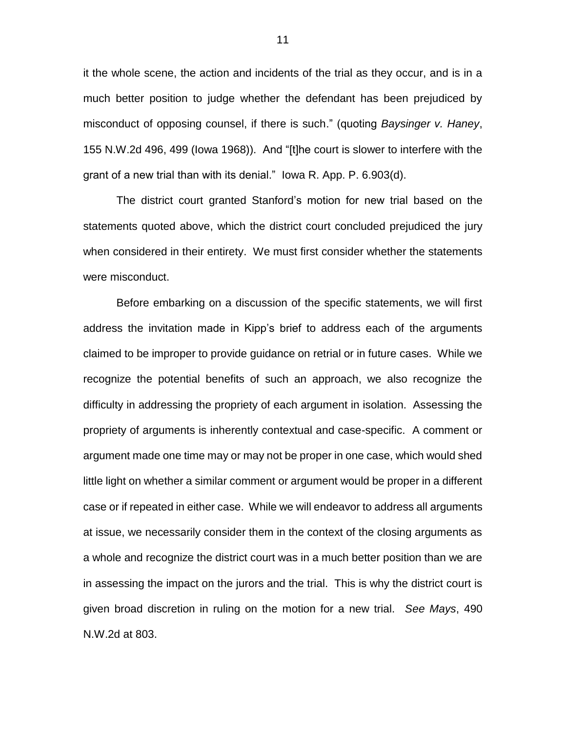it the whole scene, the action and incidents of the trial as they occur, and is in a much better position to judge whether the defendant has been prejudiced by misconduct of opposing counsel, if there is such." (quoting *Baysinger v. Haney*, 155 N.W.2d 496, 499 (Iowa 1968)). And "[t]he court is slower to interfere with the grant of a new trial than with its denial." Iowa R. App. P. 6.903(d).

The district court granted Stanford's motion for new trial based on the statements quoted above, which the district court concluded prejudiced the jury when considered in their entirety. We must first consider whether the statements were misconduct.

Before embarking on a discussion of the specific statements, we will first address the invitation made in Kipp's brief to address each of the arguments claimed to be improper to provide guidance on retrial or in future cases. While we recognize the potential benefits of such an approach, we also recognize the difficulty in addressing the propriety of each argument in isolation. Assessing the propriety of arguments is inherently contextual and case-specific. A comment or argument made one time may or may not be proper in one case, which would shed little light on whether a similar comment or argument would be proper in a different case or if repeated in either case. While we will endeavor to address all arguments at issue, we necessarily consider them in the context of the closing arguments as a whole and recognize the district court was in a much better position than we are in assessing the impact on the jurors and the trial. This is why the district court is given broad discretion in ruling on the motion for a new trial. *See Mays*, 490 N.W.2d at 803.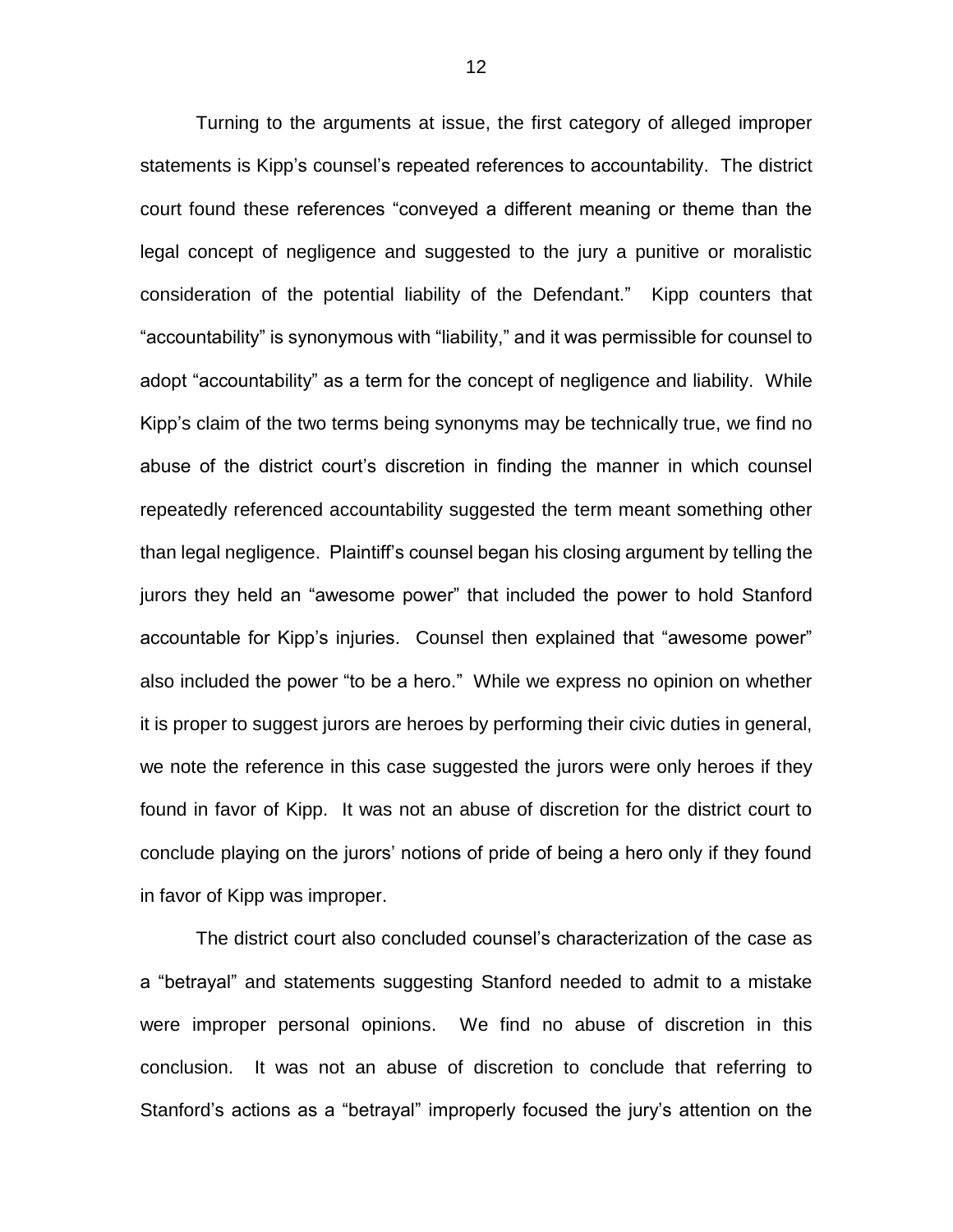Turning to the arguments at issue, the first category of alleged improper statements is Kipp's counsel's repeated references to accountability. The district court found these references "conveyed a different meaning or theme than the legal concept of negligence and suggested to the jury a punitive or moralistic consideration of the potential liability of the Defendant." Kipp counters that "accountability" is synonymous with "liability," and it was permissible for counsel to adopt "accountability" as a term for the concept of negligence and liability. While Kipp's claim of the two terms being synonyms may be technically true, we find no abuse of the district court's discretion in finding the manner in which counsel repeatedly referenced accountability suggested the term meant something other than legal negligence. Plaintiff's counsel began his closing argument by telling the jurors they held an "awesome power" that included the power to hold Stanford accountable for Kipp's injuries. Counsel then explained that "awesome power" also included the power "to be a hero." While we express no opinion on whether it is proper to suggest jurors are heroes by performing their civic duties in general, we note the reference in this case suggested the jurors were only heroes if they found in favor of Kipp. It was not an abuse of discretion for the district court to conclude playing on the jurors' notions of pride of being a hero only if they found in favor of Kipp was improper.

The district court also concluded counsel's characterization of the case as a "betrayal" and statements suggesting Stanford needed to admit to a mistake were improper personal opinions. We find no abuse of discretion in this conclusion. It was not an abuse of discretion to conclude that referring to Stanford's actions as a "betrayal" improperly focused the jury's attention on the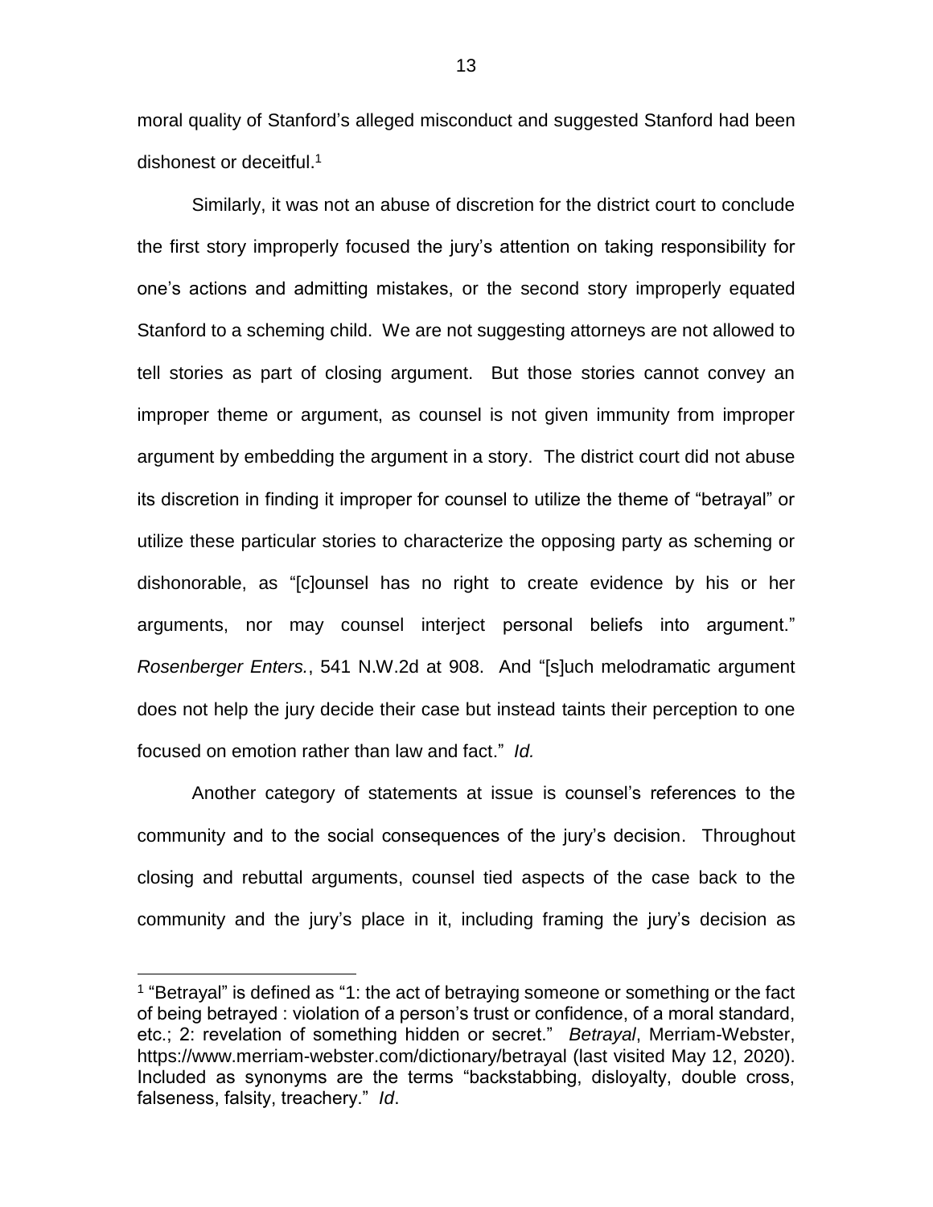moral quality of Stanford's alleged misconduct and suggested Stanford had been dishonest or deceitful.[1]

Similarly, it was not an abuse of discretion for the district court to conclude the first story improperly focused the jury's attention on taking responsibility for one's actions and admitting mistakes, or the second story improperly equated Stanford to a scheming child. We are not suggesting attorneys are not allowed to tell stories as part of closing argument. But those stories cannot convey an improper theme or argument, as counsel is not given immunity from improper argument by embedding the argument in a story. The district court did not abuse its discretion in finding it improper for counsel to utilize the theme of "betrayal" or utilize these particular stories to characterize the opposing party as scheming or dishonorable, as "[c]ounsel has no right to create evidence by his or her arguments, nor may counsel interject personal beliefs into argument." *Rosenberger Enters.*, 541 N.W.2d at 908. And "[s]uch melodramatic argument does not help the jury decide their case but instead taints their perception to one focused on emotion rather than law and fact." *Id.*

Another category of statements at issue is counsel's references to the community and to the social consequences of the jury's decision. Throughout closing and rebuttal arguments, counsel tied aspects of the case back to the community and the jury's place in it, including framing the jury's decision as

---

[1] "Betrayal" is defined as "1: the act of betraying someone or something or the fact of being betrayed : violation of a person's trust or confidence, of a moral standard, etc.; 2: revelation of something hidden or secret." *Betrayal*, Merriam-Webster, https://www.merriam-webster.com/dictionary/betrayal (last visited May 12, 2020). Included as synonyms are the terms "backstabbing, disloyalty, double cross, falseness, falsity, treachery." *Id*.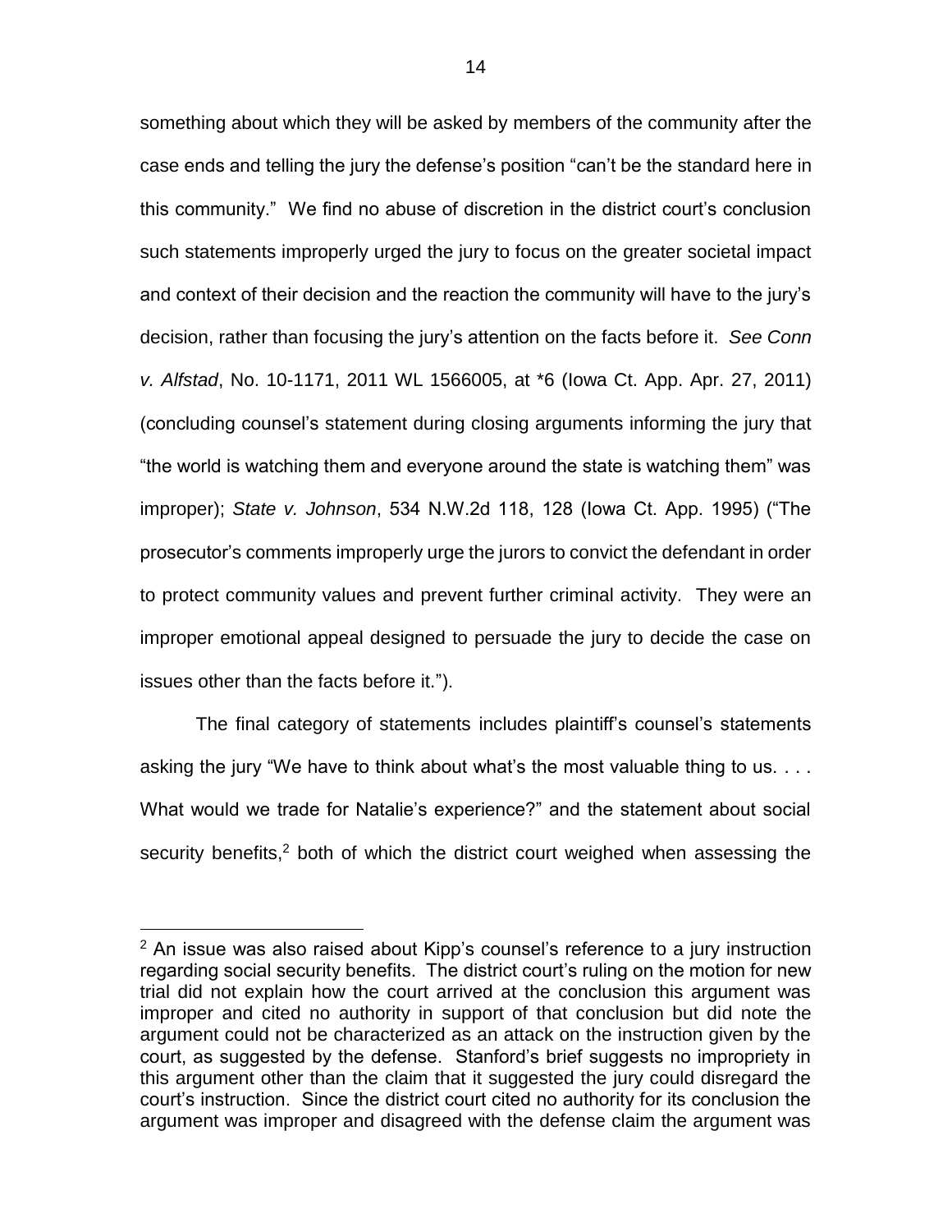something about which they will be asked by members of the community after the case ends and telling the jury the defense's position "can't be the standard here in this community." We find no abuse of discretion in the district court's conclusion such statements improperly urged the jury to focus on the greater societal impact and context of their decision and the reaction the community will have to the jury's decision, rather than focusing the jury's attention on the facts before it. *See Conn v. Alfstad*, No. 10-1171, 2011 WL 1566005, at *6 (Iowa Ct. App. Apr. 27, 2011) (concluding counsel's statement during closing arguments informing the jury that "the world is watching them and everyone around the state is watching them" was improper); *State v. Johnson*, 534 N.W.2d 118, 128 (Iowa Ct. App. 1995) ("The prosecutor's comments improperly urge the jurors to convict the defendant in order to protect community values and prevent further criminal activity. They were an improper emotional appeal designed to persuade the jury to decide the case on issues other than the facts before it.").

The final category of statements includes plaintiff's counsel's statements asking the jury "We have to think about what's the most valuable thing to us. . . . What would we trade for Natalie's experience?" and the statement about social security benefits,[2] both of which the district court weighed when assessing the

[2] An issue was also raised about Kipp's counsel's reference to a jury instruction regarding social security benefits. The district court's ruling on the motion for new trial did not explain how the court arrived at the conclusion this argument was improper and cited no authority in support of that conclusion but did note the argument could not be characterized as an attack on the instruction given by the court, as suggested by the defense. Stanford's brief suggests no impropriety in this argument other than the claim that it suggested the jury could disregard the court's instruction. Since the district court cited no authority for its conclusion the argument was improper and disagreed with the defense claim the argument was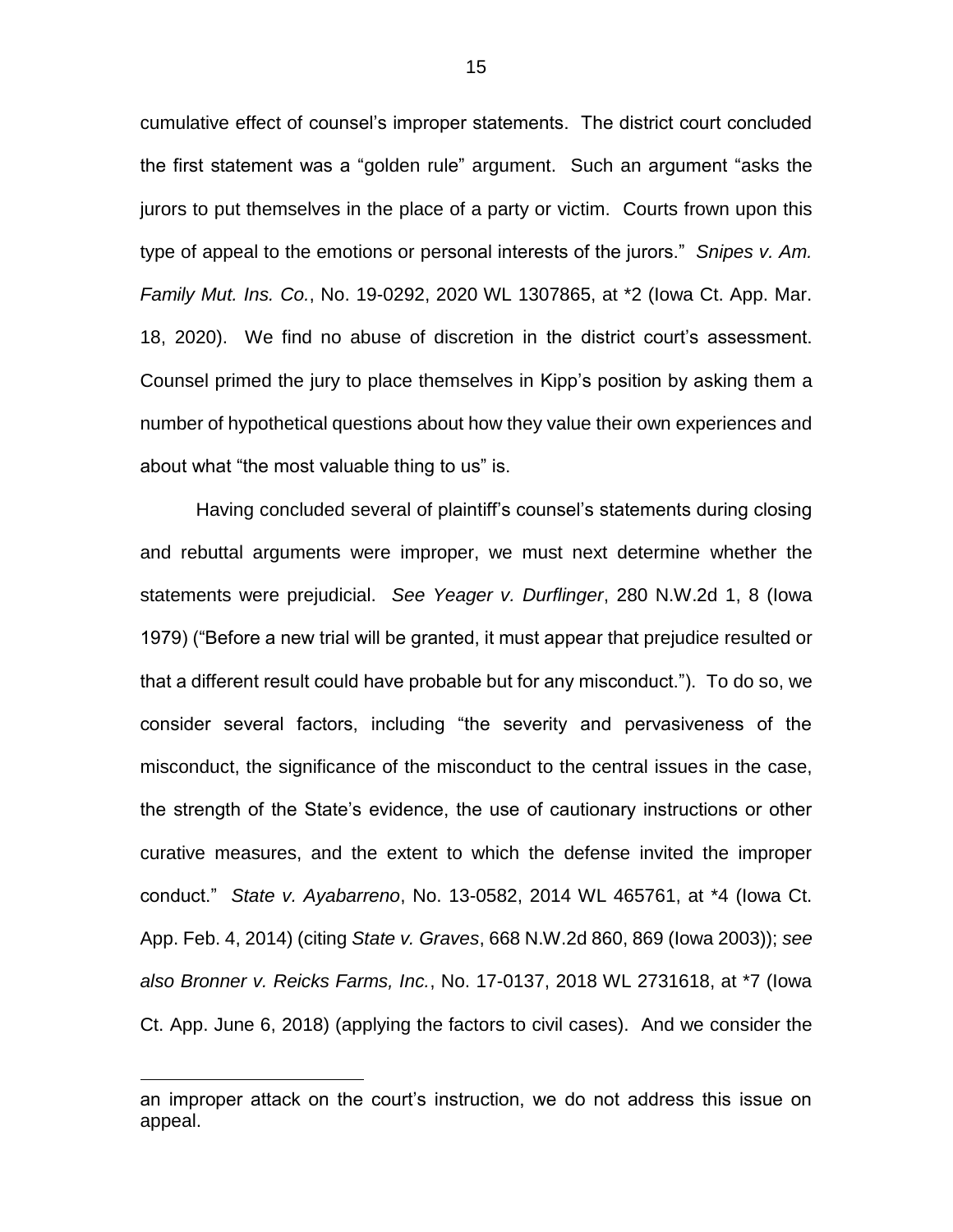cumulative effect of counsel's improper statements. The district court concluded the first statement was a "golden rule" argument. Such an argument "asks the jurors to put themselves in the place of a party or victim. Courts frown upon this type of appeal to the emotions or personal interests of the jurors." *Snipes v. Am. Family Mut. Ins. Co.*, No. 19-0292, 2020 WL 1307865, at *2 (Iowa Ct. App. Mar. 18, 2020). We find no abuse of discretion in the district court's assessment. Counsel primed the jury to place themselves in Kipp's position by asking them a number of hypothetical questions about how they value their own experiences and about what "the most valuable thing to us" is.

Having concluded several of plaintiff's counsel's statements during closing and rebuttal arguments were improper, we must next determine whether the statements were prejudicial. *See Yeager v. Durflinger*, 280 N.W.2d 1, 8 (Iowa 1979) ("Before a new trial will be granted, it must appear that prejudice resulted or that a different result could have probable but for any misconduct."). To do so, we consider several factors, including "the severity and pervasiveness of the misconduct, the significance of the misconduct to the central issues in the case, the strength of the State's evidence, the use of cautionary instructions or other curative measures, and the extent to which the defense invited the improper conduct." *State v. Ayabarreno*, No. 13-0582, 2014 WL 465761, at *4 (Iowa Ct. App. Feb. 4, 2014) (citing *State v. Graves*, 668 N.W.2d 860, 869 (Iowa 2003)); *see also Bronner v. Reicks Farms, Inc.*, No. 17-0137, 2018 WL 2731618, at *7 (Iowa Ct. App. June 6, 2018) (applying the factors to civil cases). And we consider the

---

an improper attack on the court's instruction, we do not address this issue on appeal.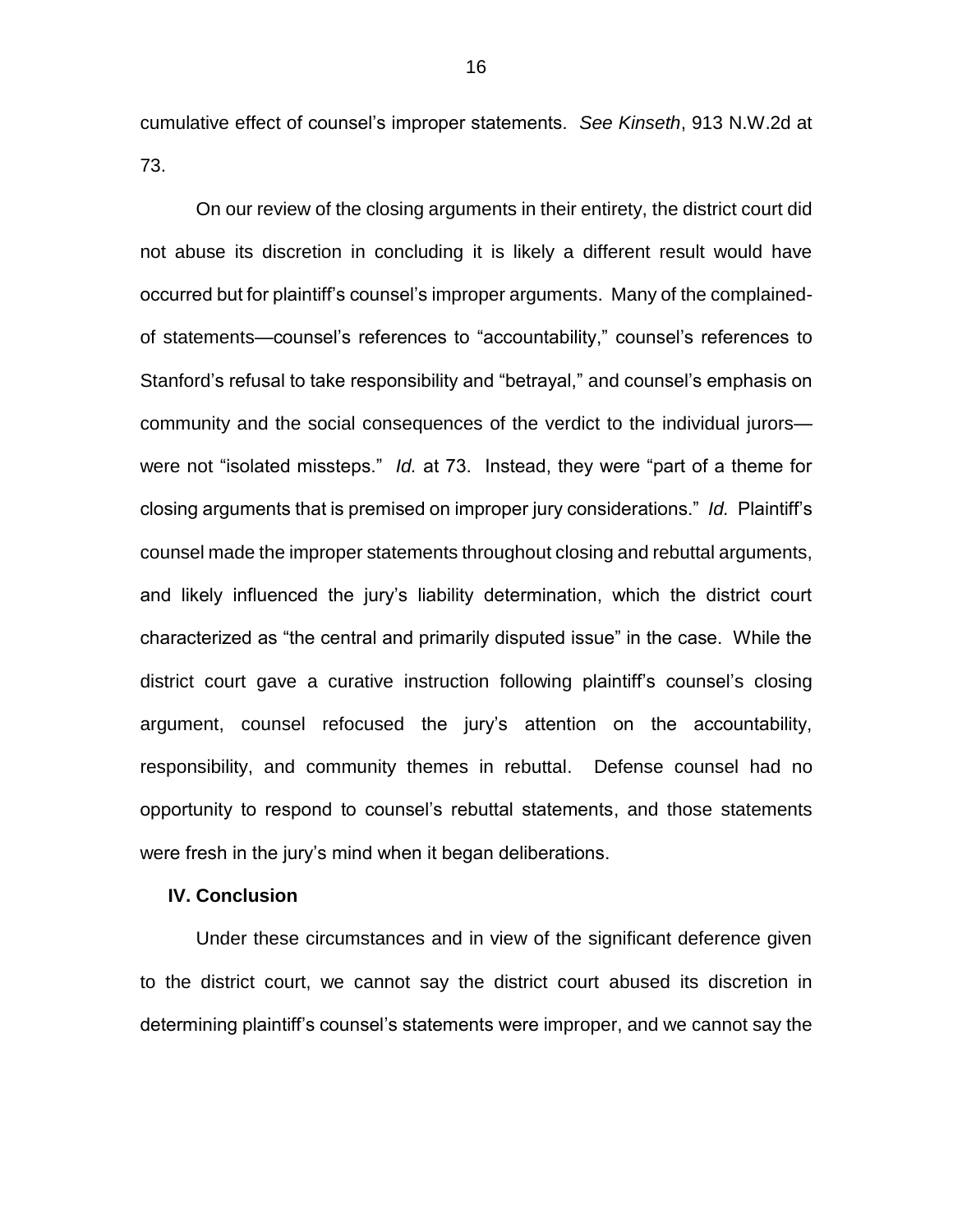cumulative effect of counsel's improper statements. *See Kinseth*, 913 N.W.2d at 73.

On our review of the closing arguments in their entirety, the district court did not abuse its discretion in concluding it is likely a different result would have occurred but for plaintiff's counsel's improper arguments. Many of the complained-of statements—counsel's references to "accountability," counsel's references to Stanford's refusal to take responsibility and "betrayal," and counsel's emphasis on community and the social consequences of the verdict to the individual jurors—were not "isolated missteps." *Id.* at 73. Instead, they were "part of a theme for closing arguments that is premised on improper jury considerations." *Id.* Plaintiff's counsel made the improper statements throughout closing and rebuttal arguments, and likely influenced the jury's liability determination, which the district court characterized as "the central and primarily disputed issue" in the case. While the district court gave a curative instruction following plaintiff's counsel's closing argument, counsel refocused the jury's attention on the accountability, responsibility, and community themes in rebuttal. Defense counsel had no opportunity to respond to counsel's rebuttal statements, and those statements were fresh in the jury's mind when it began deliberations.

## IV. Conclusion

Under these circumstances and in view of the significant deference given to the district court, we cannot say the district court abused its discretion in determining plaintiff's counsel's statements were improper, and we cannot say the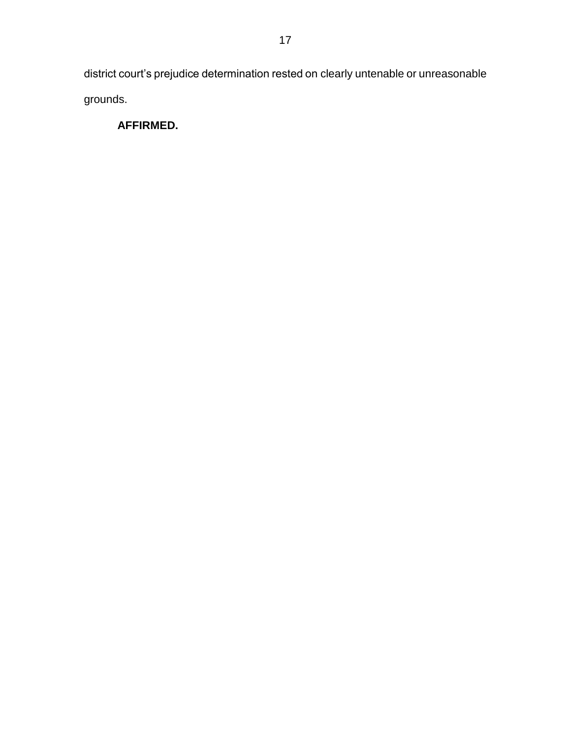district court's prejudice determination rested on clearly untenable or unreasonable grounds.

**AFFIRMED.**